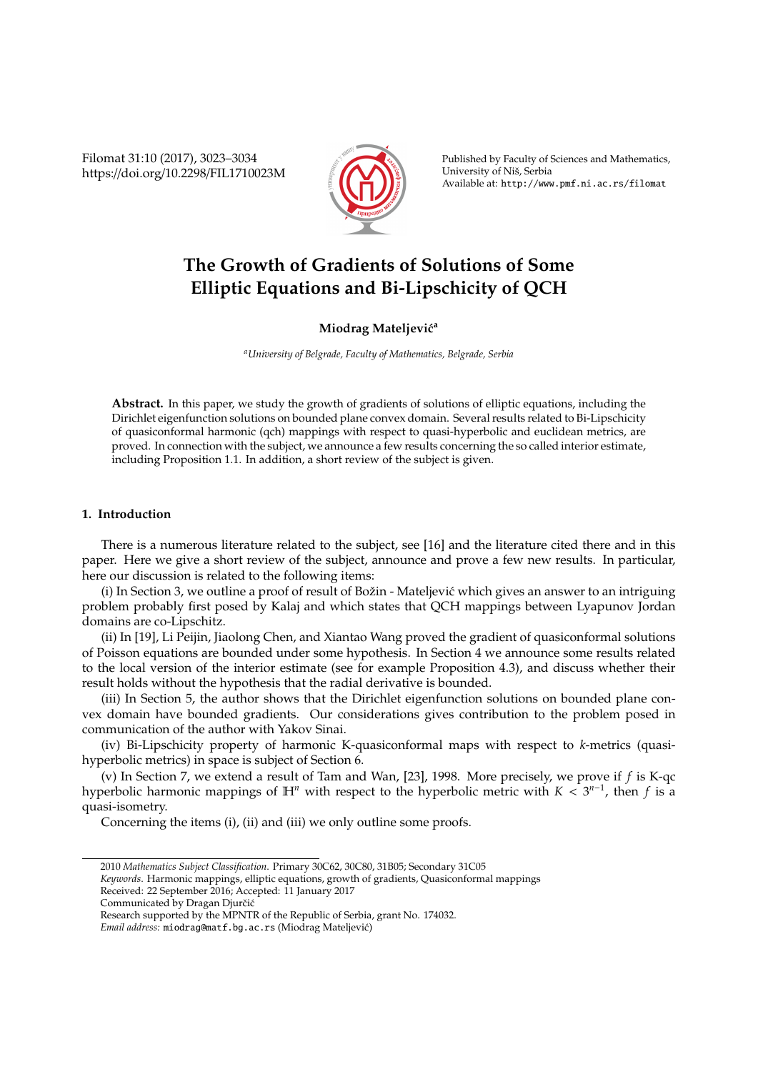# The Growth of Gradients of Solutions of Some Elliptic Equations and Bi-Lipschicity of QCH

**Miodrag Mateljević**[a]

[a] *University of Belgrade, Faculty of Mathematics, Belgrade, Serbia*

**Abstract.** In this paper, we study the growth of gradients of solutions of elliptic equations, including the Dirichlet eigenfunction solutions on bounded plane convex domain. Several results related to Bi-Lipschicity of quasiconformal harmonic (qch) mappings with respect to quasi-hyperbolic and euclidean metrics, are proved. In connection with the subject, we announce a few results concerning the so called interior estimate, including Proposition 1.1. In addition, a short review of the subject is given.

## 1. Introduction

There is a numerous literature related to the subject, see [16] and the literature cited there and in this paper. Here we give a short review of the subject, announce and prove a few new results. In particular, here our discussion is related to the following items:

(i) In Section 3, we outline a proof of result of Božin - Mateljević which gives an answer to an intriguing problem probably first posed by Kalaj and which states that QCH mappings between Lyapunov Jordan domains are co-Lipschitz.

(ii) In [19], Li Peijin, Jiaolong Chen, and Xiantao Wang proved the gradient of quasiconformal solutions of Poisson equations are bounded under some hypothesis. In Section 4 we announce some results related to the local version of the interior estimate (see for example Proposition 4.3), and discuss whether their result holds without the hypothesis that the radial derivative is bounded.

(iii) In Section 5, the author shows that the Dirichlet eigenfunction solutions on bounded plane convex domain have bounded gradients. Our considerations gives contribution to the problem posed in communication of the author with Yakov Sinai.

(iv) Bi-Lipschicity property of harmonic K-quasiconformal maps with respect to $k$-metrics (quasi-hyperbolic metrics) in space is subject of Section 6.

(v) In Section 7, we extend a result of Tam and Wan, [23], 1998. More precisely, we prove if $f$ is K-qc hyperbolic harmonic mappings of $\mathbb{H}^n$ with respect to the hyperbolic metric with $K < 3^{n-1}$, then $f$ is a quasi-isometry.

Concerning the items (i), (ii) and (iii) we only outline some proofs.

---

2010 *Mathematics Subject Classification*. Primary 30C62, 30C80, 31B05; Secondary 31C05

*Keywords*. Harmonic mappings, elliptic equations, growth of gradients, Quasiconformal mappings

Received: 22 September 2016; Accepted: 11 January 2017

Communicated by Dragan Djurčić

Research supported by the MPNTR of the Republic of Serbia, grant No. 174032.

*Email address:* miodrag@matf.bg.ac.rs (Miodrag Mateljević)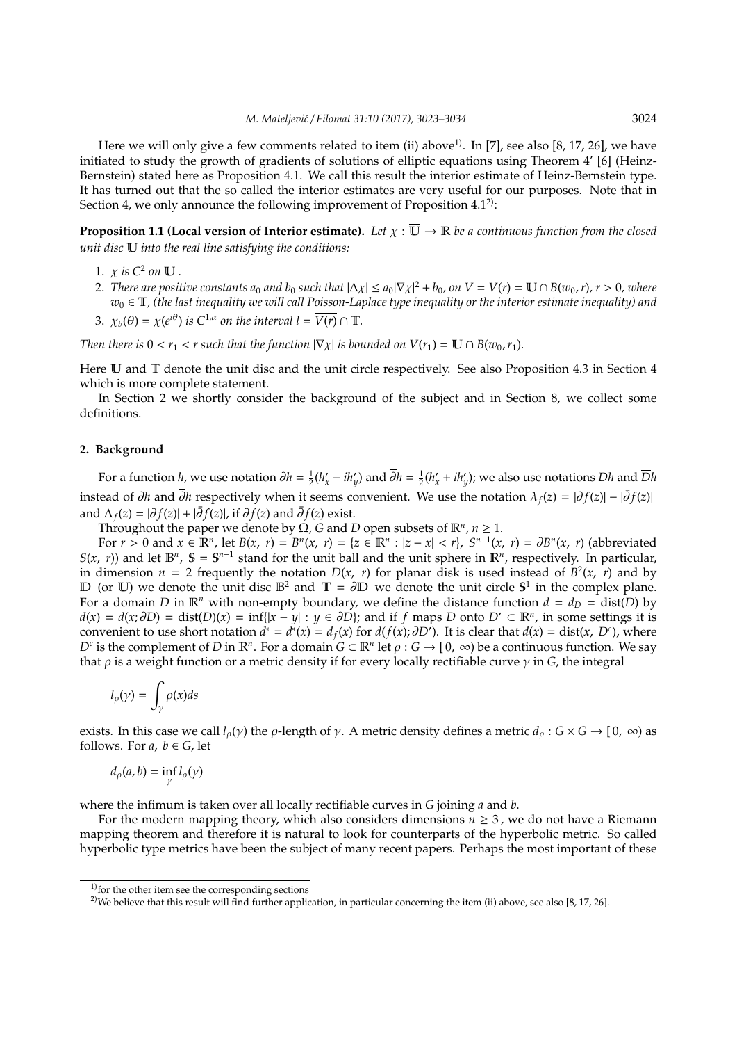Here we will only give a few comments related to item (ii) above[1)]. In [7], see also [8, 17, 26], we have initiated to study the growth of gradients of solutions of elliptic equations using Theorem 4′ [6] (Heinz-Bernstein) stated here as Proposition 4.1. We call this result the interior estimate of Heinz-Bernstein type. It has turned out that the so called the interior estimates are very useful for our purposes. Note that in Section 4, we only announce the following improvement of Proposition 4.1[2)]:

**Proposition 1.1 (Local version of Interior estimate).** *Let $\chi : \overline{\mathbb{U}} \to \mathbb{R}$ be a continuous function from the closed unit disc $\overline{\mathbb{U}}$ into the real line satisfying the conditions:*

1. *$\chi$ is $C^2$ on $\mathbb{U}$ .*
2. *There are positive constants $a_0$ and $b_0$ such that $|\Delta\chi| \le a_0|\nabla\chi|^2 + b_0$, on $V = V(r) = \mathbb{U} \cap B(w_0, r)$, $r > 0$, where $w_0 \in \mathbb{T}$, (the last inequality we will call Poisson-Laplace type inequality or the interior estimate inequality) and*
3. *$\chi_b(\theta) = \chi(e^{i\theta})$ is $C^{1,\alpha}$ on the interval $l = \overline{V(r)} \cap \mathbb{T}$.*

*Then there is $0 < r_1 < r$ such that the function $|\nabla\chi|$ is bounded on $V(r_1) = \mathbb{U} \cap B(w_0, r_1)$.*

Here $\mathbb{U}$ and $\mathbb{T}$ denote the unit disc and the unit circle respectively. See also Proposition 4.3 in Section 4 which is more complete statement.

In Section 2 we shortly consider the background of the subject and in Section 8, we collect some definitions.

## 2. Background

For a function $h$, we use notation $\partial h = \frac{1}{2}(h'_x - ih'_y)$ and $\overline{\partial} h = \frac{1}{2}(h'_x + ih'_y)$; we also use notations $Dh$ and $\overline{D}h$ instead of $\partial h$ and $\overline{\partial} h$ respectively when it seems convenient. We use the notation $\lambda_f(z) = |\partial f(z)| - |\bar{\partial} f(z)|$ and $\Lambda_f(z) = |\partial f(z)| + |\bar{\partial} f(z)|$, if $\partial f(z)$ and $\bar{\partial} f(z)$ exist.

Throughout the paper we denote by $\Omega$, $G$ and $D$ open subsets of $\mathbb{R}^n$, $n \ge 1$.

For $r > 0$ and $x \in \mathbb{R}^n$, let $B(x, r) = B^n(x, r) = \{z \in \mathbb{R}^n : |z - x| < r\}$, $S^{n-1}(x, r) = \partial B^n(x, r)$ (abbreviated $S(x, r)$) and let $\mathbb{B}^n$, $\mathbb{S} = \mathbb{S}^{n-1}$ stand for the unit ball and the unit sphere in $\mathbb{R}^n$, respectively. In particular, in dimension $n = 2$ frequently the notation $D(x, r)$ for planar disk is used instead of $B^2(x, r)$ and by $\mathbb{D}$ (or $\mathbb{U}$) we denote the unit disc $\mathbb{B}^2$ and $\mathbb{T} = \partial\mathbb{D}$ we denote the unit circle $\mathbb{S}^1$ in the complex plane. For a domain $D$ in $\mathbb{R}^n$ with non-empty boundary, we define the distance function $d = d_D = \operatorname{dist}(D)$ by $d(x) = d(x; \partial D) = \operatorname{dist}(D)(x) = \inf\{|x - y| : y \in \partial D\}$; and if $f$ maps $D$ onto $D' \subset \mathbb{R}^n$, in some settings it is convenient to use short notation $d^* = d^*(x) = d_f(x)$ for $d(f(x); \partial D')$. It is clear that $d(x) = \operatorname{dist}(x, D^c)$, where $D^c$ is the complement of $D$ in $\mathbb{R}^n$. For a domain $G \subset \mathbb{R}^n$ let $\rho : G \to [0, \infty)$ be a continuous function. We say that $\rho$ is a weight function or a metric density if for every locally rectifiable curve $\gamma$ in $G$, the integral

$$l_\rho(\gamma) = \int_\gamma \rho(x) ds$$

exists. In this case we call $l_\rho(\gamma)$ the $\rho$-length of $\gamma$. A metric density defines a metric $d_\rho : G \times G \to [0, \infty)$ as follows. For $a$, $b \in G$, let

$$d_\rho(a, b) = \inf_\gamma l_\rho(\gamma)$$

where the infimum is taken over all locally rectifiable curves in $G$ joining $a$ and $b$.

For the modern mapping theory, which also considers dimensions $n \ge 3$, we do not have a Riemann mapping theorem and therefore it is natural to look for counterparts of the hyperbolic metric. So called hyperbolic type metrics have been the subject of many recent papers. Perhaps the most important of these

---

[1)] for the other item see the corresponding sections

[2)] We believe that this result will find further application, in particular concerning the item (ii) above, see also [8, 17, 26].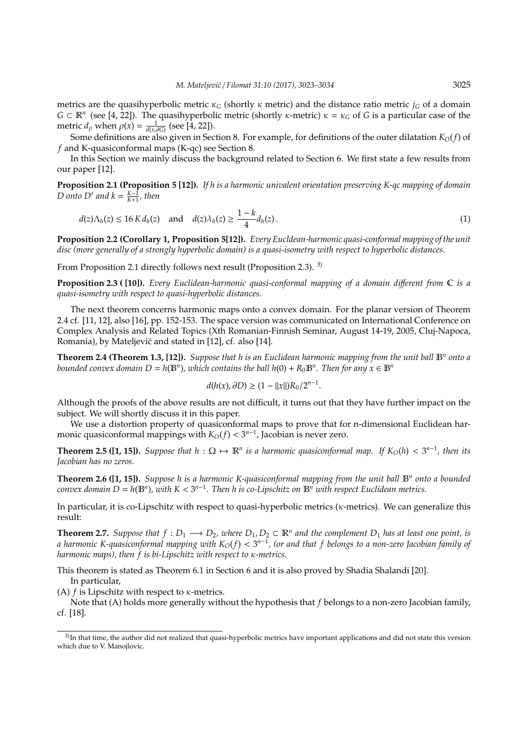metrics are the quasihyperbolic metric $\kappa_G$ (shortly $\kappa$ metric) and the distance ratio metric $j_G$ of a domain $G \subset \mathbb{R}^n$ (see [4, 22]). The quasihyperbolic metric (shortly $\kappa$-metric) $\kappa = \kappa_G$ of $G$ is a particular case of the metric $d_\rho$ when $\rho(x) = \frac{1}{d(x,\partial G)}$ (see [4, 22]).

Some definitions are also given in Section 8. For example, for definitions of the outer dilatation $K_O(f)$ of $f$ and K-quasiconformal maps (K-qc) see Section 8.

In this Section we mainly discuss the background related to Section 6. We first state a few results from our paper [12].

**Proposition 2.1 (Proposition 5 [12]).** *If $h$ is a harmonic univalent orientation preserving K-qc mapping of domain $D$ onto $D'$ and $k = \frac{K-1}{K+1}$, then*

$$d(z)\Lambda_h(z) \leq 16\, K\, d_h(z) \quad \text{and} \quad d(z)\lambda_h(z) \geq \frac{1-k}{4} d_h(z)\,. \tag{1}$$

**Proposition 2.2 (Corollary 1, Proposition 5[12]).** *Every Eucldean-harmonic quasi-conformal mapping of the unit disc (more generally of a strongly hyperbolic domain) is a quasi-isometry with respect to hyperbolic distances.*

From Proposition 2.1 directly follows next result (Proposition 2.3). [3)]

**Proposition 2.3 ( [10]).** *Every Euclidean-harmonic quasi-conformal mapping of a domain different from $\mathbb{C}$ is a quasi-isometry with respect to quasi-hyperbolic distances.*

The next theorem concerns harmonic maps onto a convex domain. For the planar version of Theorem 2.4 cf. [11, 12], also [16], pp. 152-153. The space version was communicated on International Conference on Complex Analysis and Related Topics (Xth Romanian-Finnish Seminar, August 14-19, 2005, Cluj-Napoca, Romania), by Mateljević and stated in [12], cf. also [14].

**Theorem 2.4 (Theorem 1.3, [12]).** *Suppose that $h$ is an Euclidean harmonic mapping from the unit ball $\mathbb{B}^n$ onto a bounded convex domain $D = h(\mathbb{B}^n)$, which contains the ball $h(0) + R_0\mathbb{B}^n$. Then for any $x \in \mathbb{B}^n$*

$$d(h(x), \partial D) \geq (1 - \|x\|)R_0/2^{n-1}.$$

Although the proofs of the above results are not difficult, it turns out that they have further impact on the subject. We will shortly discuss it in this paper.

We use a distortion property of quasiconformal maps to prove that for n-dimensional Euclidean harmonic quasiconformal mappings with $K_O(f) < 3^{n-1}$, Jacobian is never zero.

**Theorem 2.5 ([1, 15]).** *Suppose that $h : \Omega \mapsto \mathbb{R}^n$ is a harmonic quasiconformal map. If $K_O(h) < 3^{n-1}$, then its Jacobian has no zeros.*

**Theorem 2.6 ([1, 15]).** *Suppose $h$ is a harmonic K-quasiconformal mapping from the unit ball $\mathbb{B}^n$ onto a bounded convex domain $D = h(\mathbb{B}^n)$, with $K < 3^{n-1}$. Then $h$ is co-Lipschitz on $\mathbb{B}^n$ with respect Euclidean metrics.*

In particular, it is co-Lipschitz with respect to quasi-hyperbolic metrics ($\kappa$-metrics). We can generalize this result:

**Theorem 2.7.** *Suppose that $f : D_1 \longrightarrow D_2$, where $D_1, D_2 \subset \mathbb{R}^n$ and the complement $D_1$ has at least one point, is a harmonic K-quasiconformal mapping with $K_O(f) < 3^{n-1}$, (or and that $f$ belongs to a non-zero Jacobian family of harmonic maps), then $f$ is bi-Lipschitz with respect to $\kappa$-metrics.*

This theorem is stated as Theorem 6.1 in Section 6 and it is also proved by Shadia Shalandi [20].

In particular,

(A) $f$ is Lipschitz with respect to $\kappa$-metrics.

Note that (A) holds more generally without the hypothesis that $f$ belongs to a non-zero Jacobian family, cf. [18].

---

3) In that time, the author did not realized that quasi-hyperbolic metrics have important applications and did not state this version which due to V. Manojlovic.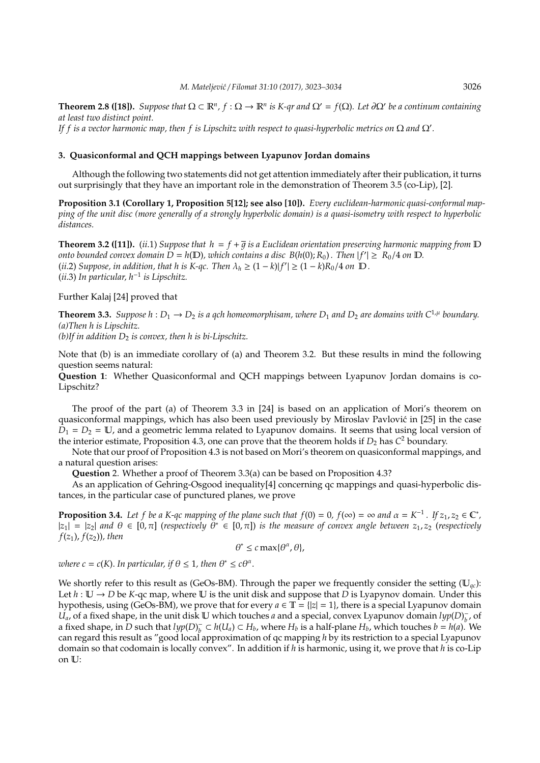**Theorem 2.8 ([18]).** *Suppose that $\Omega \subset \mathbb{R}^n$, $f : \Omega \to \mathbb{R}^n$ is K-qr and $\Omega' = f(\Omega)$. Let $\partial\Omega'$ be a continum containing at least two distinct point.*

*If $f$ is a vector harmonic map, then $f$ is Lipschitz with respect to quasi-hyperbolic metrics on $\Omega$ and $\Omega'$.*

## 3. Quasiconformal and QCH mappings between Lyapunov Jordan domains

Although the following two statements did not get attention immediately after their publication, it turns out surprisingly that they have an important role in the demonstration of Theorem 3.5 (co-Lip), [2].

**Proposition 3.1 (Corollary 1, Proposition 5[12]; see also [10]).** *Every euclidean-harmonic quasi-conformal mapping of the unit disc (more generally of a strongly hyperbolic domain) is a quasi-isometry with respect to hyperbolic distances.*

**Theorem 3.2 ([11]).** $(ii.1)$ *Suppose that $h = f + \overline{g}$ is a Euclidean orientation preserving harmonic mapping from $\mathbb{D}$ onto bounded convex domain $D = h(\mathbb{D})$, which contains a disc $B(h(0); R_0)$. Then $|f'| \geq R_0/4$ on $\mathbb{D}$.*
$(ii.2)$ *Suppose, in addition, that h is K-qc. Then $\lambda_h \geq (1-k)|f'| \geq (1-k)R_0/4$ on $\mathbb{D}$.*
$(ii.3)$ *In particular, $h^{-1}$ is Lipschitz.*

Further Kalaj [24] proved that

**Theorem 3.3.** *Suppose $h : D_1 \to D_2$ is a qch homeomorphisam, where $D_1$ and $D_2$ are domains with $C^{1,\mu}$ boundary.*
*(a)Then h is Lipschitz.*
*(b)If in addition $D_2$ is convex, then h is bi-Lipschitz.*

Note that (b) is an immediate corollary of (a) and Theorem 3.2. But these results in mind the following question seems natural:
**Question 1**: Whether Quasiconformal and QCH mappings between Lyapunov Jordan domains is co-Lipschitz?

The proof of the part (a) of Theorem 3.3 in [24] is based on an application of Mori's theorem on quasiconformal mappings, which has also been used previously by Miroslav Pavlović in [25] in the case $D_1 = D_2 = \mathbb{U}$, and a geometric lemma related to Lyapunov domains. It seems that using local version of the interior estimate, Proposition 4.3, one can prove that the theorem holds if $D_2$ has $C^2$ boundary.

Note that our proof of Proposition 4.3 is not based on Mori's theorem on quasiconformal mappings, and a natural question arises:

**Question** 2. Whether a proof of Theorem 3.3(a) can be based on Proposition 4.3?

As an application of Gehring-Osgood inequality[4] concerning qc mappings and quasi-hyperbolic distances, in the particular case of punctured planes, we prove

**Proposition 3.4.** *Let f be a K-qc mapping of the plane such that $f(0) = 0$, $f(\infty) = \infty$ and $\alpha = K^{-1}$. If $z_1, z_2 \in \mathbb{C}^*$, $|z_1| = |z_2|$ and $\theta \in [0, \pi]$ (respectively $\theta^* \in [0, \pi]$) is the measure of convex angle between $z_1, z_2$ (respectively $f(z_1), f(z_2)$), then*

$$\theta^* \leq c \max\{\theta^\alpha, \theta\},$$

*where $c = c(K)$. In particular, if $\theta \leq 1$, then $\theta^* \leq c\theta^\alpha$.*

We shortly refer to this result as (GeOs-BM). Through the paper we frequently consider the setting ($\mathbb{U}_{qc}$): Let $h : \mathbb{U} \to D$ be $K$-qc map, where $\mathbb{U}$ is the unit disk and suppose that $D$ is Lyapynov domain. Under this hypothesis, using (GeOs-BM), we prove that for every $a \in \mathbb{T} = \{|z| = 1\}$, there is a special Lyapunov domain $U_a$, of a fixed shape, in the unit disk $\mathbb{U}$ which touches $a$ and a special, convex Lyapunov domain $lyp(D)^-_b$, of a fixed shape, in $D$ such that $lyp(D)^-_b \subset h(U_a) \subset H_b$, where $H_b$ is a half-plane $H_b$, which touches $b = h(a)$. We can regard this result as "good local approximation of qc mapping $h$ by its restriction to a special Lyapunov domain so that codomain is locally convex". In addition if $h$ is harmonic, using it, we prove that $h$ is co-Lip on $\mathbb{U}$: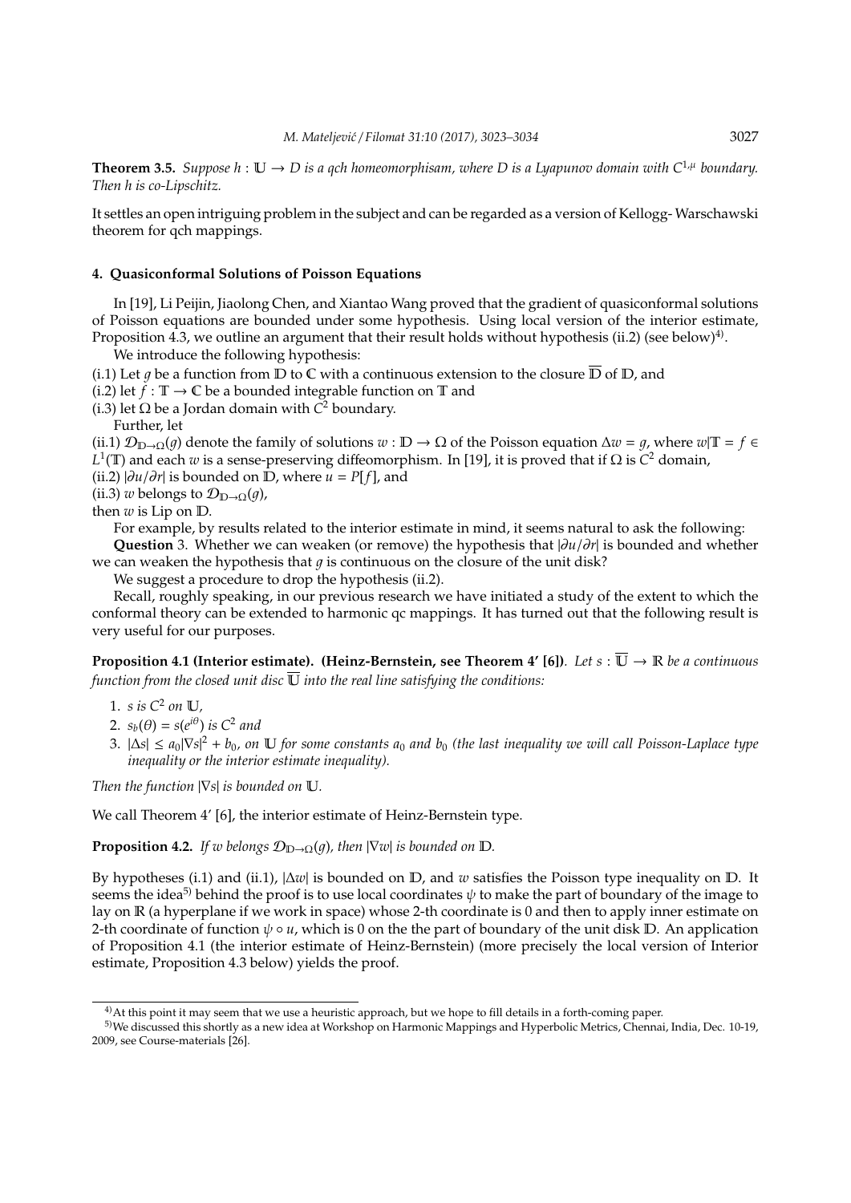**Theorem 3.5.** *Suppose $h : \mathbb{U} \to D$ is a qch homeomorphisam, where $D$ is a Lyapunov domain with $C^{1,\mu}$ boundary. Then $h$ is co-Lipschitz.*

It settles an open intriguing problem in the subject and can be regarded as a version of Kellogg- Warschawski theorem for qch mappings.

## 4. Quasiconformal Solutions of Poisson Equations

In [19], Li Peijin, Jiaolong Chen, and Xiantao Wang proved that the gradient of quasiconformal solutions of Poisson equations are bounded under some hypothesis. Using local version of the interior estimate, Proposition 4.3, we outline an argument that their result holds without hypothesis (ii.2) (see below)[4].

We introduce the following hypothesis:

(i.1) Let $g$ be a function from $\mathbb{D}$ to $\mathbb{C}$ with a continuous extension to the closure $\overline{\mathbb{D}}$ of $\mathbb{D}$, and

(i.2) let $f : \mathbb{T} \to \mathbb{C}$ be a bounded integrable function on $\mathbb{T}$ and

(i.3) let $\Omega$ be a Jordan domain with $C^2$ boundary.

Further, let

(ii.1) $\mathcal{D}_{\mathbb{D}\to\Omega}(g)$ denote the family of solutions $w : \mathbb{D} \to \Omega$ of the Poisson equation $\Delta w = g$, where $w|\mathbb{T} = f \in L^1(\mathbb{T})$ and each $w$ is a sense-preserving diffeomorphism. In [19], it is proved that if $\Omega$ is $C^2$ domain,

(ii.2) $|\partial u/\partial r|$ is bounded on $\mathbb{D}$, where $u = P[f]$, and

(ii.3) $w$ belongs to $\mathcal{D}_{\mathbb{D}\to\Omega}(g)$,

then $w$ is Lip on $\mathbb{D}$.

For example, by results related to the interior estimate in mind, it seems natural to ask the following:

**Question** 3. Whether we can weaken (or remove) the hypothesis that $|\partial u/\partial r|$ is bounded and whether we can weaken the hypothesis that $g$ is continuous on the closure of the unit disk?

We suggest a procedure to drop the hypothesis (ii.2).

Recall, roughly speaking, in our previous research we have initiated a study of the extent to which the conformal theory can be extended to harmonic qc mappings. It has turned out that the following result is very useful for our purposes.

**Proposition 4.1 (Interior estimate). (Heinz-Bernstein, see Theorem 4' [6]).** *Let $s : \overline{\mathbb{U}} \to \mathbb{R}$ be a continuous function from the closed unit disc $\overline{\mathbb{U}}$ into the real line satisfying the conditions:*

1. *$s$ is $C^2$ on $\mathbb{U}$,*
2. *$s_b(\theta) = s(e^{i\theta})$ is $C^2$ and*
3. *$|\Delta s| \leq a_0|\nabla s|^2 + b_0$, on $\mathbb{U}$ for some constants $a_0$ and $b_0$ (the last inequality we will call Poisson-Laplace type inequality or the interior estimate inequality).*

*Then the function $|\nabla s|$ is bounded on $\mathbb{U}$.*

We call Theorem 4' [6], the interior estimate of Heinz-Bernstein type.

**Proposition 4.2.** *If $w$ belongs $\mathcal{D}_{\mathbb{D}\to\Omega}(g)$, then $|\nabla w|$ is bounded on $\mathbb{D}$.*

By hypotheses (i.1) and (ii.1), $|\Delta w|$ is bounded on $\mathbb{D}$, and $w$ satisfies the Poisson type inequality on $\mathbb{D}$. It seems the idea[5] behind the proof is to use local coordinates $\psi$ to make the part of boundary of the image to lay on $\mathbb{R}$ (a hyperplane if we work in space) whose 2-th coordinate is 0 and then to apply inner estimate on 2-th coordinate of function $\psi \circ u$, which is 0 on the the part of boundary of the unit disk $\mathbb{D}$. An application of Proposition 4.1 (the interior estimate of Heinz-Bernstein) (more precisely the local version of Interior estimate, Proposition 4.3 below) yields the proof.

[4] At this point it may seem that we use a heuristic approach, but we hope to fill details in a forth-coming paper.

[5] We discussed this shortly as a new idea at Workshop on Harmonic Mappings and Hyperbolic Metrics, Chennai, India, Dec. 10-19, 2009, see Course-materials [26].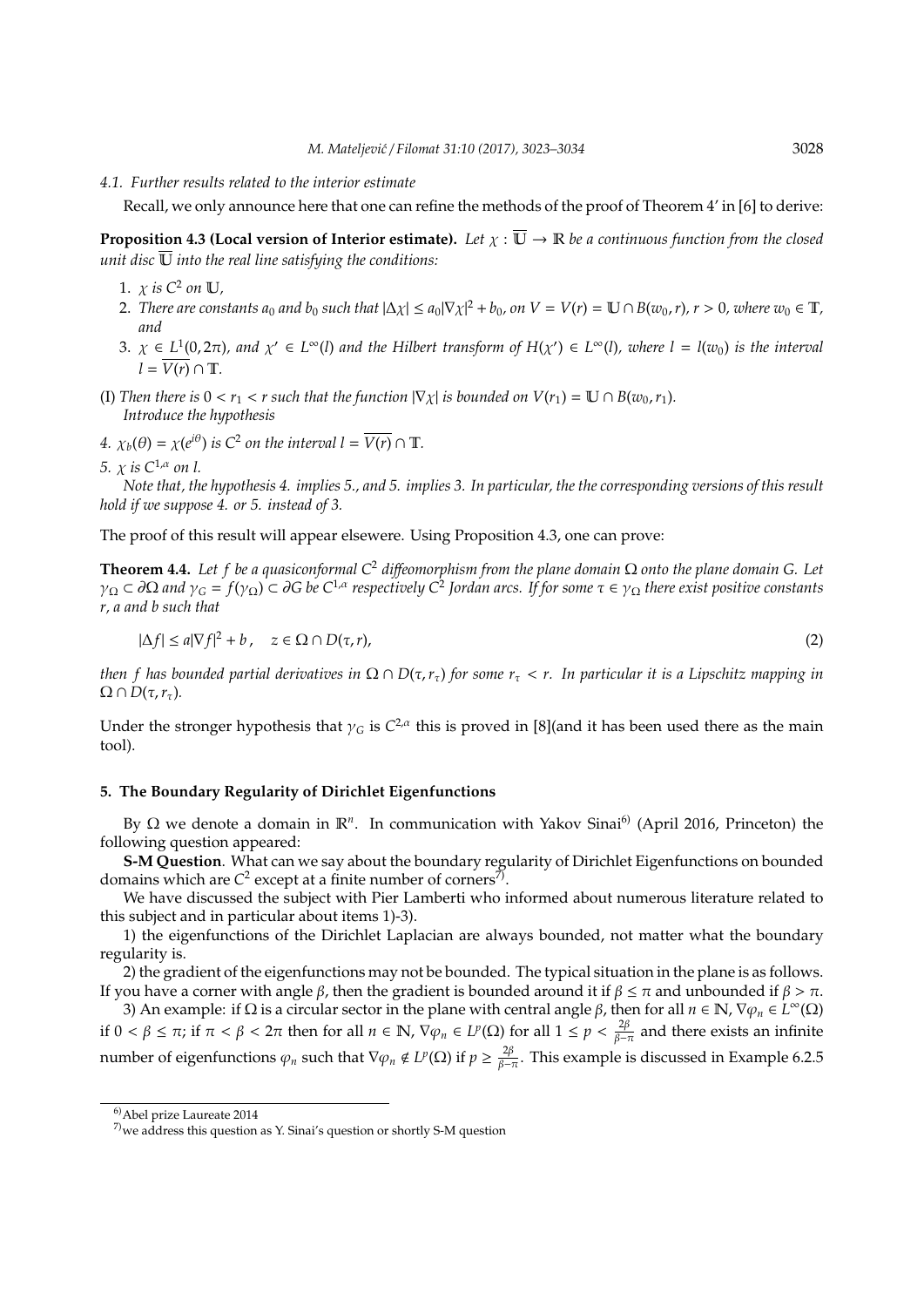### 4.1. Further results related to the interior estimate

Recall, we only announce here that one can refine the methods of the proof of Theorem 4' in [6] to derive:

**Proposition 4.3 (Local version of Interior estimate).** *Let $\chi : \overline{\mathbb{U}} \to \mathbb{R}$ be a continuous function from the closed unit disc $\overline{\mathbb{U}}$ into the real line satisfying the conditions:*

1. *$\chi$ is $C^2$ on $\mathbb{U}$,*
2. *There are constants $a_0$ and $b_0$ such that $|\Delta\chi| \le a_0|\nabla\chi|^2 + b_0$, on $V = V(r) = \mathbb{U} \cap B(w_0, r)$, $r > 0$, where $w_0 \in \mathbb{T}$, and*
3. *$\chi \in L^1(0, 2\pi)$, and $\chi' \in L^\infty(l)$ and the Hilbert transform of $H(\chi') \in L^\infty(l)$, where $l = l(w_0)$ is the interval $l = \overline{V(r)} \cap \mathbb{T}$.*

(I) *Then there is $0 < r_1 < r$ such that the function $|\nabla\chi|$ is bounded on $V(r_1) = \mathbb{U} \cap B(w_0, r_1)$.*
*Introduce the hypothesis*

4. *$\chi_b(\theta) = \chi(e^{i\theta})$ is $C^2$ on the interval $l = \overline{V(r)} \cap \mathbb{T}$.*
5. *$\chi$ is $C^{1,\alpha}$ on $l$.*

*Note that, the hypothesis 4. implies 5., and 5. implies 3. In particular, the the corresponding versions of this result hold if we suppose 4. or 5. instead of 3.*

The proof of this result will appear elsewere. Using Proposition 4.3, one can prove:

**Theorem 4.4.** *Let $f$ be a quasiconformal $C^2$ diffeomorphism from the plane domain $\Omega$ onto the plane domain $G$. Let $\gamma_\Omega \subset \partial\Omega$ and $\gamma_G = f(\gamma_\Omega) \subset \partial G$ be $C^{1,\alpha}$ respectively $C^2$ Jordan arcs. If for some $\tau \in \gamma_\Omega$ there exist positive constants $r$, $a$ and $b$ such that*

$$|\Delta f| \le a|\nabla f|^2 + b\,, \quad z \in \Omega \cap D(\tau, r), \tag{2}$$

*then $f$ has bounded partial derivatives in $\Omega \cap D(\tau, r_\tau)$ for some $r_\tau < r$. In particular it is a Lipschitz mapping in $\Omega \cap D(\tau, r_\tau)$.*

Under the stronger hypothesis that $\gamma_G$ is $C^{2,\alpha}$ this is proved in [8](and it has been used there as the main tool).

## 5. The Boundary Regularity of Dirichlet Eigenfunctions

By $\Omega$ we denote a domain in $\mathbb{R}^n$. In communication with Yakov Sinai[6] (April 2016, Princeton) the following question appeared:

**S-M Question**. What can we say about the boundary regularity of Dirichlet Eigenfunctions on bounded domains which are $C^2$ except at a finite number of corners[7].

We have discussed the subject with Pier Lamberti who informed about numerous literature related to this subject and in particular about items 1)-3).

1) the eigenfunctions of the Dirichlet Laplacian are always bounded, not matter what the boundary regularity is.

2) the gradient of the eigenfunctions may not be bounded. The typical situation in the plane is as follows. If you have a corner with angle $\beta$, then the gradient is bounded around it if $\beta \le \pi$ and unbounded if $\beta > \pi$.

3) An example: if $\Omega$ is a circular sector in the plane with central angle $\beta$, then for all $n \in \mathbb{N}$, $\nabla\varphi_n \in L^\infty(\Omega)$ if $0 < \beta \le \pi$; if $\pi < \beta < 2\pi$ then for all $n \in \mathbb{N}$, $\nabla\varphi_n \in L^p(\Omega)$ for all $1 \le p < \frac{2\beta}{\beta - \pi}$ and there exists an infinite number of eigenfunctions $\varphi_n$ such that $\nabla\varphi_n \notin L^p(\Omega)$ if $p \ge \frac{2\beta}{\beta-\pi}$. This example is discussed in Example 6.2.5

[6] Abel prize Laureate 2014

[7] we address this question as Y. Sinai's question or shortly S-M question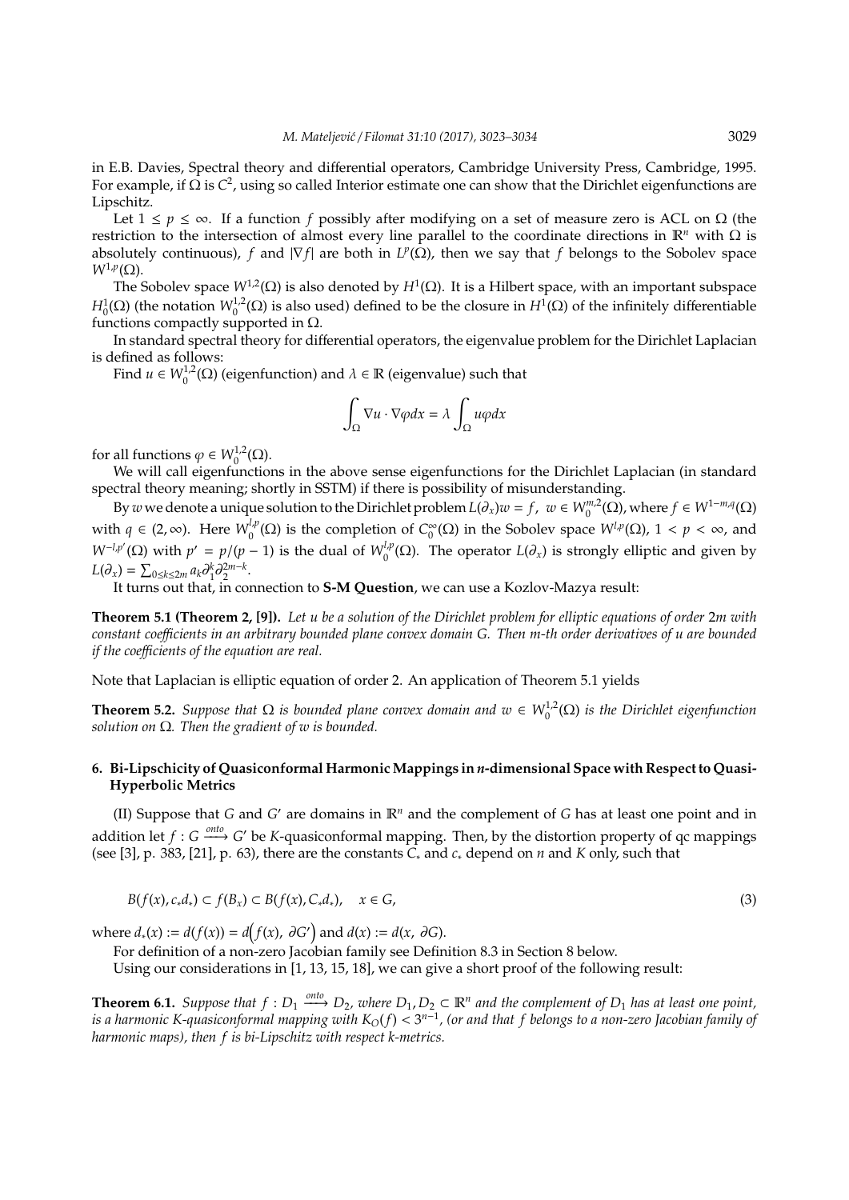in E.B. Davies, Spectral theory and differential operators, Cambridge University Press, Cambridge, 1995. For example, if $\Omega$ is $C^2$, using so called Interior estimate one can show that the Dirichlet eigenfunctions are Lipschitz.

Let $1 \leq p \leq \infty$. If a function $f$ possibly after modifying on a set of measure zero is ACL on $\Omega$ (the restriction to the intersection of almost every line parallel to the coordinate directions in $\mathbb{R}^n$ with $\Omega$ is absolutely continuous), $f$ and $|\nabla f|$ are both in $L^p(\Omega)$, then we say that $f$ belongs to the Sobolev space $W^{1,p}(\Omega)$.

The Sobolev space $W^{1,2}(\Omega)$ is also denoted by $H^1(\Omega)$. It is a Hilbert space, with an important subspace $H^1_0(\Omega)$ (the notation $W^{1,2}_0(\Omega)$ is also used) defined to be the closure in $H^1(\Omega)$ of the infinitely differentiable functions compactly supported in $\Omega$.

In standard spectral theory for differential operators, the eigenvalue problem for the Dirichlet Laplacian is defined as follows:

Find $u \in W^{1,2}_0(\Omega)$ (eigenfunction) and $\lambda \in \mathbb{R}$ (eigenvalue) such that

$$\int_\Omega \nabla u \cdot \nabla \varphi dx = \lambda \int_\Omega u \varphi dx$$

for all functions $\varphi \in W^{1,2}_0(\Omega)$.

We will call eigenfunctions in the above sense eigenfunctions for the Dirichlet Laplacian (in standard spectral theory meaning; shortly in SSTM) if there is possibility of misunderstanding.

By $w$ we denote a unique solution to the Dirichlet problem $L(\partial_x)w = f$, $w \in W^{m,2}_0(\Omega)$, where $f \in W^{1-m,q}(\Omega)$ with $q \in (2, \infty)$. Here $W^{l,p}_0(\Omega)$ is the completion of $C^\infty_0(\Omega)$ in the Sobolev space $W^{l,p}(\Omega)$, $1 < p < \infty$, and $W^{-l,p'}(\Omega)$ with $p' = p/(p-1)$ is the dual of $W^{l,p}_0(\Omega)$. The operator $L(\partial_x)$ is strongly elliptic and given by $L(\partial_x) = \sum_{0 \leq k \leq 2m} a_k \partial_1^k \partial_2^{2m-k}$.

It turns out that, in connection to **S-M Question**, we can use a Kozlov-Mazya result:

**Theorem 5.1 (Theorem 2, [9]).** *Let $u$ be a solution of the Dirichlet problem for elliptic equations of order $2m$ with constant coefficients in an arbitrary bounded plane convex domain $G$. Then $m$-th order derivatives of $u$ are bounded if the coefficients of the equation are real.*

Note that Laplacian is elliptic equation of order 2. An application of Theorem 5.1 yields

**Theorem 5.2.** *Suppose that $\Omega$ is bounded plane convex domain and $w \in W^{1,2}_0(\Omega)$ is the Dirichlet eigenfunction solution on $\Omega$. Then the gradient of $w$ is bounded.*

## 6. Bi-Lipschicity of Quasiconformal Harmonic Mappings in $n$-dimensional Space with Respect to Quasi-Hyperbolic Metrics

(II) Suppose that $G$ and $G'$ are domains in $\mathbb{R}^n$ and the complement of $G$ has at least one point and in addition let $f : G \xrightarrow{onto} G'$ be $K$-quasiconformal mapping. Then, by the distortion property of qc mappings (see [3], p. 383, [21], p. 63), there are the constants $C_*$ and $c_*$ depend on $n$ and $K$ only, such that

$$B(f(x), c_* d_*) \subset f(B_x) \subset B(f(x), C_* d_*), \quad x \in G, \tag{3}$$

where $d_*(x) := d(f(x)) = d\big(f(x), \partial G'\big)$ and $d(x) := d(x, \partial G)$.

For definition of a non-zero Jacobian family see Definition 8.3 in Section 8 below.

Using our considerations in [1, 13, 15, 18], we can give a short proof of the following result:

**Theorem 6.1.** *Suppose that $f : D_1 \xrightarrow{onto} D_2$, where $D_1, D_2 \subset \mathbb{R}^n$ and the complement of $D_1$ has at least one point, is a harmonic $K$-quasiconformal mapping with $K_O(f) < 3^{n-1}$, (or and that $f$ belongs to a non-zero Jacobian family of harmonic maps), then $f$ is bi-Lipschitz with respect $k$-metrics.*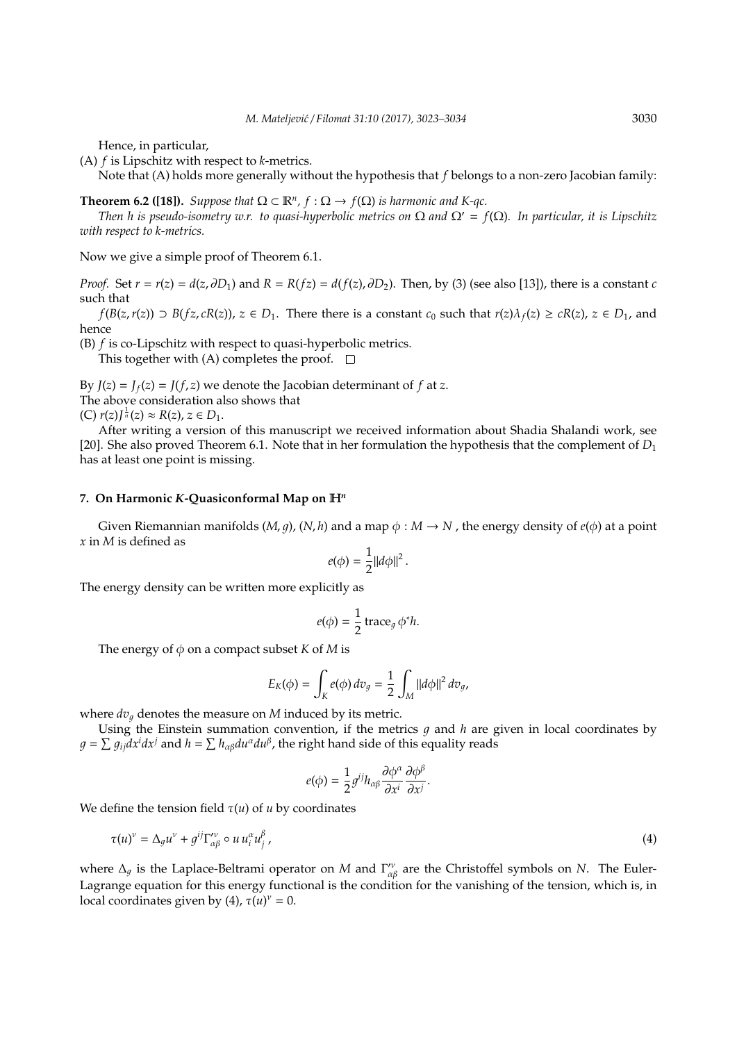Hence, in particular,

(A) $f$ is Lipschitz with respect to $k$-metrics.

Note that (A) holds more generally without the hypothesis that $f$ belongs to a non-zero Jacobian family:

**Theorem 6.2 ([18]).** *Suppose that $\Omega \subset \mathbb{R}^n$, $f : \Omega \to f(\Omega)$ is harmonic and K-qc.*

*Then h is pseudo-isometry w.r.t. to quasi-hyperbolic metrics on $\Omega$ and $\Omega' = f(\Omega)$. In particular, it is Lipschitz with respect to k-metrics.*

Now we give a simple proof of Theorem 6.1.

*Proof.* Set $r = r(z) = d(z, \partial D_1)$ and $R = R(fz) = d(f(z), \partial D_2)$. Then, by (3) (see also [13]), there is a constant $c$ such that

$f(B(z, r(z)) \supset B(fz, cR(z))$, $z \in D_1$. There there is a constant $c_0$ such that $r(z)\lambda_f(z) \geq cR(z)$, $z \in D_1$, and hence

(B) $f$ is co-Lipschitz with respect to quasi-hyperbolic metrics.

This together with (A) completes the proof. □

By $J(z) = J_f(z) = J(f, z)$ we denote the Jacobian determinant of $f$ at $z$.

The above consideration also shows that

(C) $r(z)J^{\frac{1}{n}}(z) \approx R(z)$, $z \in D_1$.

After writing a version of this manuscript we received information about Shadia Shalandi work, see [20]. She also proved Theorem 6.1. Note that in her formulation the hypothesis that the complement of $D_1$ has at least one point is missing.

## 7. On Harmonic $K$-Quasiconformal Map on $\mathbb{H}^n$

Given Riemannian manifolds $(M, g)$, $(N, h)$ and a map $\phi : M \to N$ , the energy density of $e(\phi)$ at a point $x$ in $M$ is defined as

$$e(\phi) = \frac{1}{2}\|d\phi\|^2 .$$

The energy density can be written more explicitly as

$$e(\phi) = \frac{1}{2}\,\mathrm{trace}_g\, \phi^* h.$$

The energy of $\phi$ on a compact subset $K$ of $M$ is

$$E_K(\phi) = \int_K e(\phi)\, dv_g = \frac{1}{2}\int_M \|d\phi\|^2\, dv_g,$$

where $dv_g$ denotes the measure on $M$ induced by its metric.

Using the Einstein summation convention, if the metrics $g$ and $h$ are given in local coordinates by $g = \sum g_{ij}dx^i dx^j$ and $h = \sum h_{\alpha\beta}du^\alpha du^\beta$, the right hand side of this equality reads

$$e(\phi) = \frac{1}{2} g^{ij} h_{\alpha\beta} \frac{\partial \phi^\alpha}{\partial x^i}\frac{\partial \phi^\beta}{\partial x^j}.$$

We define the tension field $\tau(u)$ of $u$ by coordinates

$$\tau(u)^\nu = \Delta_g u^\nu + g^{ij}\Gamma'^{\nu}_{\alpha\beta} \circ u\, u^\alpha_i u^\beta_j\,, \tag{4}$$

where $\Delta_g$ is the Laplace-Beltrami operator on $M$ and $\Gamma'^{\nu}_{\alpha\beta}$ are the Christoffel symbols on $N$. The Euler-Lagrange equation for this energy functional is the condition for the vanishing of the tension, which is, in local coordinates given by (4), $\tau(u)^\nu = 0$.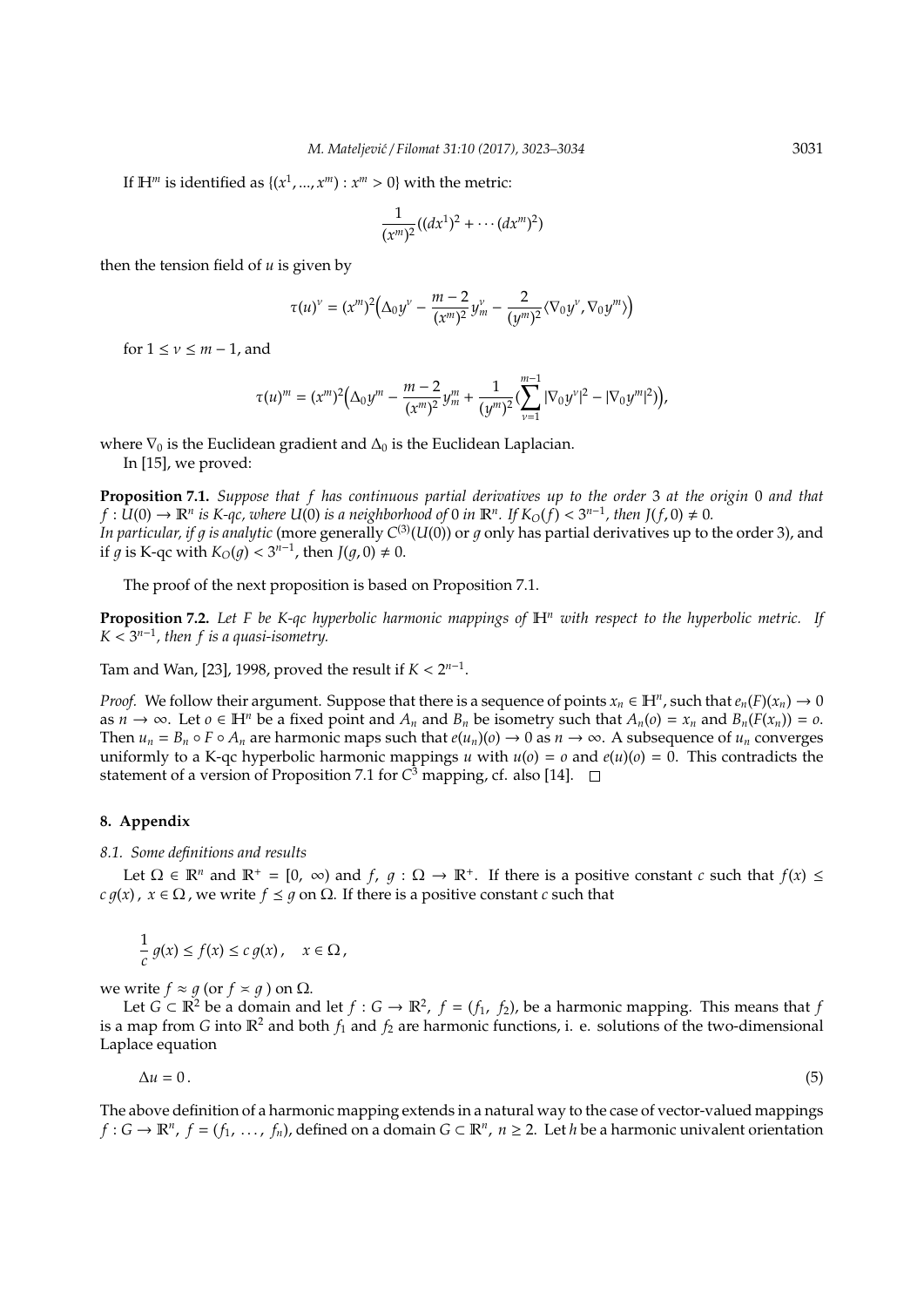If $\mathbb{H}^m$ is identified as $\{(x^1, ..., x^m) : x^m > 0\}$ with the metric:

$$\frac{1}{(x^m)^2}((dx^1)^2 + \cdots (dx^m)^2)$$

then the tension field of $u$ is given by

$$\tau(u)^\nu = (x^m)^2\Big(\Delta_0 y^\nu - \frac{m-2}{(x^m)^2} y^\nu_m - \frac{2}{(y^m)^2}\langle \nabla_0 y^\nu, \nabla_0 y^m \rangle\Big)$$

for $1 \leq \nu \leq m-1$, and

$$\tau(u)^m = (x^m)^2\Big(\Delta_0 y^m - \frac{m-2}{(x^m)^2} y^m_m + \frac{1}{(y^m)^2}\big(\sum_{\nu=1}^{m-1} |\nabla_0 y^\nu|^2 - |\nabla_0 y^m|^2\big)\Big),$$

where $\nabla_0$ is the Euclidean gradient and $\Delta_0$ is the Euclidean Laplacian.

In [15], we proved:

**Proposition 7.1.** *Suppose that $f$ has continuous partial derivatives up to the order 3 at the origin 0 and that $f : U(0) \to \mathbb{R}^n$ is K-qc, where $U(0)$ is a neighborhood of 0 in $\mathbb{R}^n$. If $K_O(f) < 3^{n-1}$, then $J(f, 0) \neq 0$.*
*In particular, if $g$ is analytic* (more generally $C^{(3)}(U(0))$ or $g$ only has partial derivatives up to the order 3), and if $g$ is K-qc with $K_O(g) < 3^{n-1}$, then $J(g, 0) \neq 0$.

The proof of the next proposition is based on Proposition 7.1.

**Proposition 7.2.** *Let $F$ be K-qc hyperbolic harmonic mappings of $\mathbb{H}^n$ with respect to the hyperbolic metric. If $K < 3^{n-1}$, then $f$ is a quasi-isometry.*

Tam and Wan, [23], 1998, proved the result if $K < 2^{n-1}$.

*Proof.* We follow their argument. Suppose that there is a sequence of points $x_n \in \mathbb{H}^n$, such that $e_n(F)(x_n) \to 0$ as $n \to \infty$. Let $o \in \mathbb{H}^n$ be a fixed point and $A_n$ and $B_n$ be isometry such that $A_n(o) = x_n$ and $B_n(F(x_n)) = o$. Then $u_n = B_n \circ F \circ A_n$ are harmonic maps such that $e(u_n)(o) \to 0$ as $n \to \infty$. A subsequence of $u_n$ converges uniformly to a K-qc hyperbolic harmonic mappings $u$ with $u(o) = o$ and $e(u)(o) = 0$. This contradicts the statement of a version of Proposition 7.1 for $C^3$ mapping, cf. also [14]. □

## 8. Appendix

### 8.1. Some definitions and results

Let $\Omega \in \mathbb{R}^n$ and $\mathbb{R}^+ = [0, \infty)$ and $f, g : \Omega \to \mathbb{R}^+$. If there is a positive constant $c$ such that $f(x) \leq c\, g(x)$, $x \in \Omega$, we write $f \preceq g$ on $\Omega$. If there is a positive constant $c$ such that

$$\frac{1}{c}\, g(x) \leq f(x) \leq c\, g(x), \quad x \in \Omega,$$

we write $f \approx g$ (or $f \asymp g$) on $\Omega$.

Let $G \subset \mathbb{R}^2$ be a domain and let $f : G \to \mathbb{R}^2$, $f = (f_1, f_2)$, be a harmonic mapping. This means that $f$ is a map from $G$ into $\mathbb{R}^2$ and both $f_1$ and $f_2$ are harmonic functions, i. e. solutions of the two-dimensional Laplace equation

$$\Delta u = 0\,. \tag{5}$$

The above definition of a harmonic mapping extends in a natural way to the case of vector-valued mappings $f : G \to \mathbb{R}^n$, $f = (f_1, \ldots, f_n)$, defined on a domain $G \subset \mathbb{R}^n$, $n \geq 2$. Let $h$ be a harmonic univalent orientation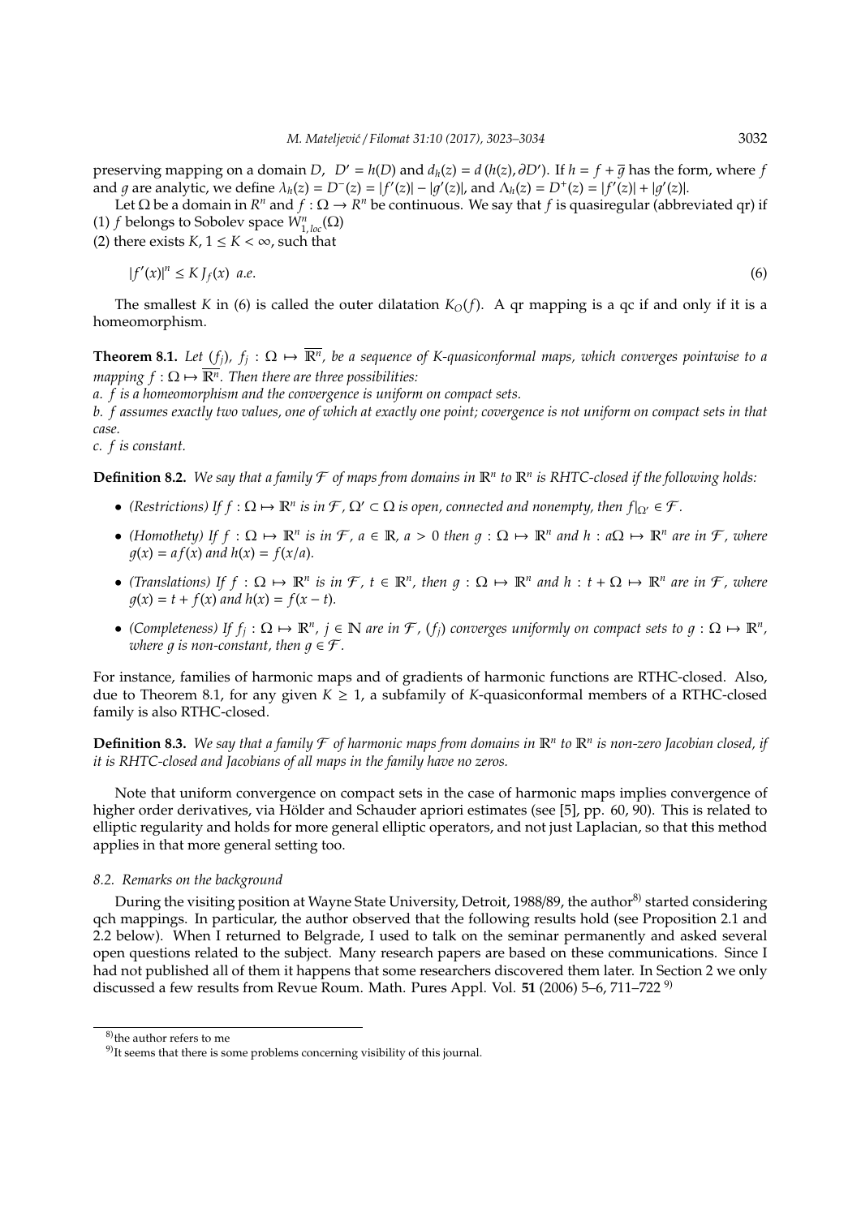preserving mapping on a domain $D$, $D' = h(D)$ and $d_h(z) = d\,(h(z), \partial D')$. If $h = f + \overline{g}$ has the form, where $f$ and $g$ are analytic, we define $\lambda_h(z) = D^-(z) = |f'(z)| - |g'(z)|$, and $\Lambda_h(z) = D^+(z) = |f'(z)| + |g'(z)|$.

Let $\Omega$ be a domain in $R^n$ and $f : \Omega \to R^n$ be continuous. We say that $f$ is quasiregular (abbreviated qr) if
(1) $f$ belongs to Sobolev space $W^n_{1,loc}(\Omega)$
(2) there exists $K$, $1 \leq K < \infty$, such that

$$|f'(x)|^n \leq K\, J_f(x) \;\; a.e. \tag{6}$$

The smallest $K$ in (6) is called the outer dilatation $K_O(f)$. A qr mapping is a qc if and only if it is a homeomorphism.

**Theorem 8.1.** *Let $(f_j)$, $f_j : \Omega \mapsto \overline{\mathbb{R}^n}$, be a sequence of $K$-quasiconformal maps, which converges pointwise to a mapping $f : \Omega \mapsto \overline{\mathbb{R}^n}$. Then there are three possibilities:*
*a. $f$ is a homeomorphism and the convergence is uniform on compact sets.*
*b. $f$ assumes exactly two values, one of which at exactly one point; covergence is not uniform on compact sets in that case.*
*c. $f$ is constant.*

**Definition 8.2.** *We say that a family $\mathcal{F}$ of maps from domains in $\mathbb{R}^n$ to $\mathbb{R}^n$ is RHTC-closed if the following holds:*

- *(Restrictions) If $f : \Omega \mapsto \mathbb{R}^n$ is in $\mathcal{F}$, $\Omega' \subset \Omega$ is open, connected and nonempty, then $f|_{\Omega'} \in \mathcal{F}$.*
- *(Homothety) If $f : \Omega \mapsto \mathbb{R}^n$ is in $\mathcal{F}$, $a \in \mathbb{R}$, $a > 0$ then $g : \Omega \mapsto \mathbb{R}^n$ and $h : a\Omega \mapsto \mathbb{R}^n$ are in $\mathcal{F}$, where $g(x) = af(x)$ and $h(x) = f(x/a)$.*
- *(Translations) If $f : \Omega \mapsto \mathbb{R}^n$ is in $\mathcal{F}$, $t \in \mathbb{R}^n$, then $g : \Omega \mapsto \mathbb{R}^n$ and $h : t + \Omega \mapsto \mathbb{R}^n$ are in $\mathcal{F}$, where $g(x) = t + f(x)$ and $h(x) = f(x - t)$.*
- *(Completeness) If $f_j : \Omega \mapsto \mathbb{R}^n$, $j \in \mathbb{N}$ are in $\mathcal{F}$, $(f_j)$ converges uniformly on compact sets to $g : \Omega \mapsto \mathbb{R}^n$, where $g$ is non-constant, then $g \in \mathcal{F}$.*

For instance, families of harmonic maps and of gradients of harmonic functions are RTHC-closed. Also, due to Theorem 8.1, for any given $K \geq 1$, a subfamily of $K$-quasiconformal members of a RTHC-closed family is also RTHC-closed.

**Definition 8.3.** *We say that a family $\mathcal{F}$ of harmonic maps from domains in $\mathbb{R}^n$ to $\mathbb{R}^n$ is non-zero Jacobian closed, if it is RHTC-closed and Jacobians of all maps in the family have no zeros.*

Note that uniform convergence on compact sets in the case of harmonic maps implies convergence of higher order derivatives, via Hölder and Schauder apriori estimates (see [5], pp. 60, 90). This is related to elliptic regularity and holds for more general elliptic operators, and not just Laplacian, so that this method applies in that more general setting too.

### 8.2. Remarks on the background

During the visiting position at Wayne State University, Detroit, 1988/89, the author[8)] started considering qch mappings. In particular, the author observed that the following results hold (see Proposition 2.1 and 2.2 below). When I returned to Belgrade, I used to talk on the seminar permanently and asked several open questions related to the subject. Many research papers are based on these communications. Since I had not published all of them it happens that some researchers discovered them later. In Section 2 we only discussed a few results from Revue Roum. Math. Pures Appl. Vol. **51** (2006) 5–6, 711–722 [9)]

[8)]the author refers to me

[9)]It seems that there is some problems concerning visibility of this journal.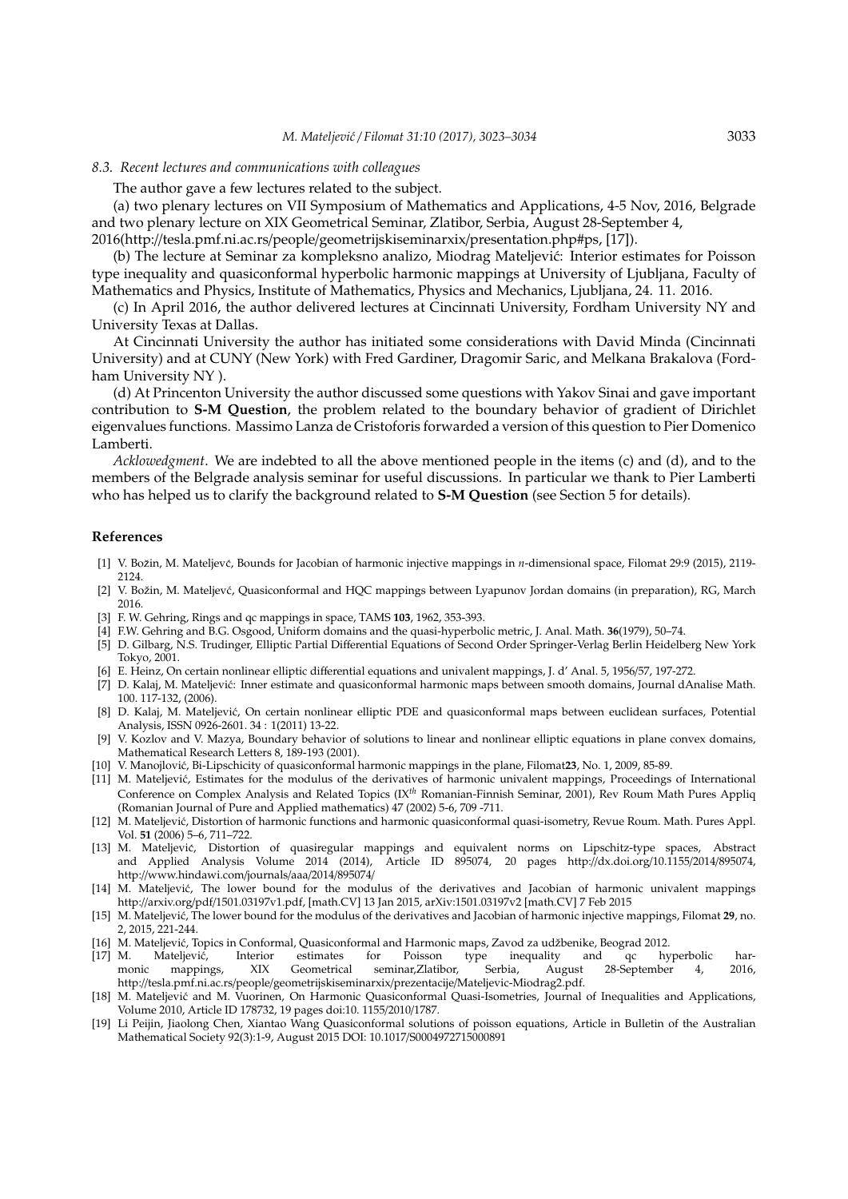### 8.3. Recent lectures and communications with colleagues

The author gave a few lectures related to the subject.

(a) two plenary lectures on VII Symposium of Mathematics and Applications, 4-5 Nov, 2016, Belgrade and two plenary lecture on XIX Geometrical Seminar, Zlatibor, Serbia, August 28-September 4, 2016(http://tesla.pmf.ni.ac.rs/people/geometrijskiseminarxix/presentation.php#ps, [17]).

(b) The lecture at Seminar za kompleksno analizo, Miodrag Mateljević: Interior estimates for Poisson type inequality and quasiconformal hyperbolic harmonic mappings at University of Ljubljana, Faculty of Mathematics and Physics, Institute of Mathematics, Physics and Mechanics, Ljubljana, 24. 11. 2016.

(c) In April 2016, the author delivered lectures at Cincinnati University, Fordham University NY and University Texas at Dallas.

At Cincinnati University the author has initiated some considerations with David Minda (Cincinnati University) and at CUNY (New York) with Fred Gardiner, Dragomir Saric, and Melkana Brakalova (Fordham University NY ).

(d) At Princenton University the author discussed some questions with Yakov Sinai and gave important contribution to **S-M Question**, the problem related to the boundary behavior of gradient of Dirichlet eigenvalues functions. Massimo Lanza de Cristoforis forwarded a version of this question to Pier Domenico Lamberti.

*Acklowedgment*. We are indebted to all the above mentioned people in the items (c) and (d), and to the members of the Belgrade analysis seminar for useful discussions. In particular we thank to Pier Lamberti who has helped us to clarify the background related to **S-M Question** (see Section 5 for details).

## References

[1] V. Božin, M. Mateljevć, Bounds for Jacobian of harmonic injective mappings in $n$-dimensional space, Filomat 29:9 (2015), 2119-2124.

[2] V. Božin, M. Mateljevć, Quasiconformal and HQC mappings between Lyapunov Jordan domains (in preparation), RG, March 2016.

[3] F. W. Gehring, Rings and qc mappings in space, TAMS **103**, 1962, 353-393.

[4] F.W. Gehring and B.G. Osgood, Uniform domains and the quasi-hyperbolic metric, J. Anal. Math. **36**(1979), 50–74.

[5] D. Gilbarg, N.S. Trudinger, Elliptic Partial Differential Equations of Second Order Springer-Verlag Berlin Heidelberg New York Tokyo, 2001.

[6] E. Heinz, On certain nonlinear elliptic differential equations and univalent mappings, J. d' Anal. 5, 1956/57, 197-272.

[7] D. Kalaj, M. Mateljević: Inner estimate and quasiconformal harmonic maps between smooth domains, Journal dAnalise Math. 100. 117-132, (2006).

[8] D. Kalaj, M. Mateljević, On certain nonlinear elliptic PDE and quasiconformal maps between euclidean surfaces, Potential Analysis, ISSN 0926-2601. 34 : 1(2011) 13-22.

[9] V. Kozlov and V. Mazya, Boundary behavior of solutions to linear and nonlinear elliptic equations in plane convex domains, Mathematical Research Letters 8, 189-193 (2001).

[10] V. Manojlović, Bi-Lipschicity of quasiconformal harmonic mappings in the plane, Filomat**23**, No. 1, 2009, 85-89.

[11] M. Mateljević, Estimates for the modulus of the derivatives of harmonic univalent mappings, Proceedings of International Conference on Complex Analysis and Related Topics (IX$^{th}$ Romanian-Finnish Seminar, 2001), Rev Roum Math Pures Appliq (Romanian Journal of Pure and Applied mathematics) 47 (2002) 5-6, 709 -711.

[12] M. Mateljević, Distortion of harmonic functions and harmonic quasiconformal quasi-isometry, Revue Roum. Math. Pures Appl. Vol. **51** (2006) 5–6, 711–722.

[13] M. Mateljević, Distortion of quasiregular mappings and equivalent norms on Lipschitz-type spaces, Abstract and Applied Analysis Volume 2014 (2014), Article ID 895074, 20 pages http://dx.doi.org/10.1155/2014/895074, http://www.hindawi.com/journals/aaa/2014/895074/

[14] M. Mateljević, The lower bound for the modulus of the derivatives and Jacobian of harmonic univalent mappings http://arxiv.org/pdf/1501.03197v1.pdf, [math.CV] 13 Jan 2015, arXiv:1501.03197v2 [math.CV] 7 Feb 2015

[15] M. Mateljević, The lower bound for the modulus of the derivatives and Jacobian of harmonic injective mappings, Filomat **29**, no. 2, 2015, 221-244.

[16] M. Mateljević, Topics in Conformal, Quasiconformal and Harmonic maps, Zavod za udžbenike, Beograd 2012.

[17] M. Mateljević, Interior estimates for Poisson type inequality and qc hyperbolic harmonic mappings, XIX Geometrical seminar,Zlatibor, Serbia, August 28-September 4, 2016, http://tesla.pmf.ni.ac.rs/people/geometrijskiseminarxix/prezentacije/Mateljevic-Miodrag2.pdf.

[18] M. Mateljević and M. Vuorinen, On Harmonic Quasiconformal Quasi-Isometries, Journal of Inequalities and Applications, Volume 2010, Article ID 178732, 19 pages doi:10. 1155/2010/1787.

[19] Li Peijin, Jiaolong Chen, Xiantao Wang Quasiconformal solutions of poisson equations, Article in Bulletin of the Australian Mathematical Society 92(3):1-9, August 2015 DOI: 10.1017/S0004972715000891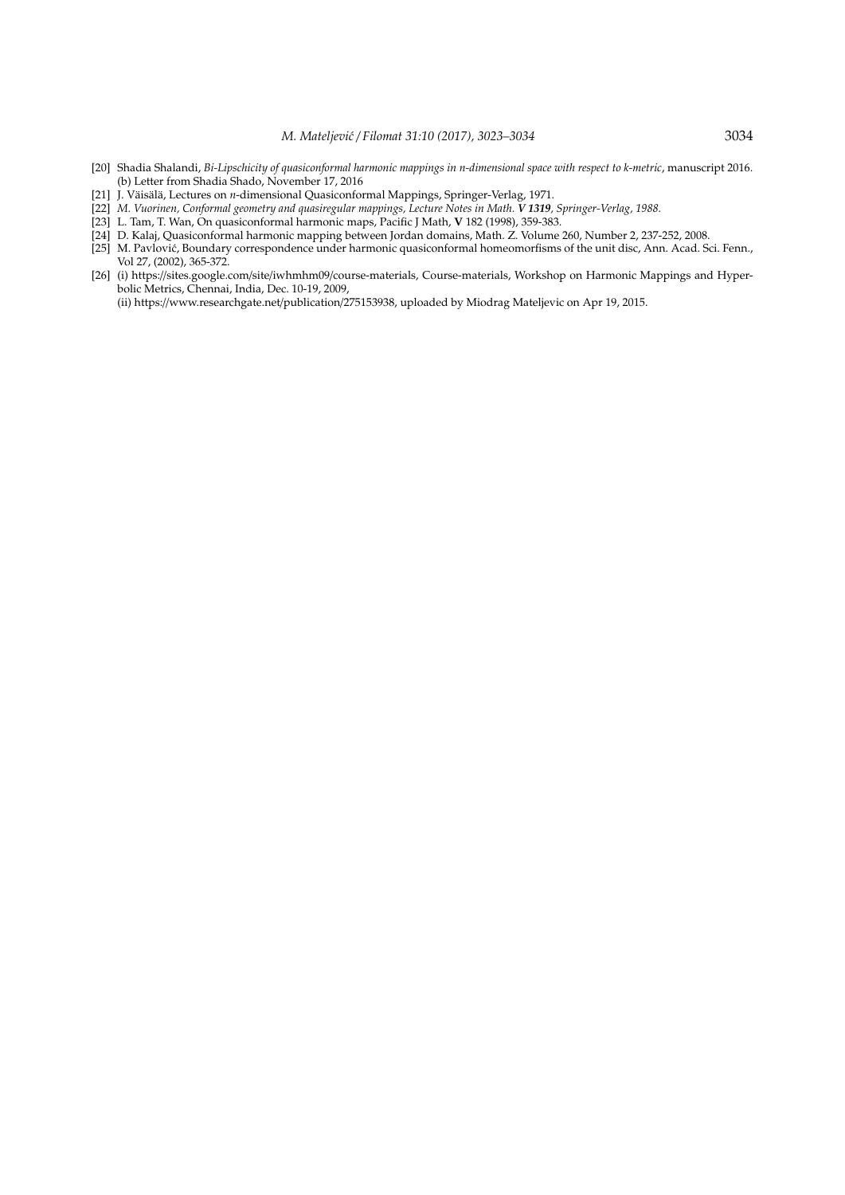[20] Shadia Shalandi, *Bi-Lipschicity of quasiconformal harmonic mappings in n-dimensional space with respect to k-metric*, manuscript 2016. (b) Letter from Shadia Shado, November 17, 2016

[21] J. Väisälä, Lectures on $n$-dimensional Quasiconformal Mappings, Springer-Verlag, 1971.

[22] *M. Vuorinen, Conformal geometry and quasiregular mappings, Lecture Notes in Math.* ***V 1319****, Springer-Verlag, 1988.*

[23] L. Tam, T. Wan, On quasiconformal harmonic maps, Pacific J Math, **V** 182 (1998), 359-383.

[24] D. Kalaj, Quasiconformal harmonic mapping between Jordan domains, Math. Z. Volume 260, Number 2, 237-252, 2008.

[25] M. Pavlović, Boundary correspondence under harmonic quasiconformal homeomorfisms of the unit disc, Ann. Acad. Sci. Fenn., Vol 27, (2002), 365-372.

[26] (i) https://sites.google.com/site/iwhmhm09/course-materials, Course-materials, Workshop on Harmonic Mappings and Hyperbolic Metrics, Chennai, India, Dec. 10-19, 2009,
(ii) https://www.researchgate.net/publication/275153938, uploaded by Miodrag Mateljevic on Apr 19, 2015.